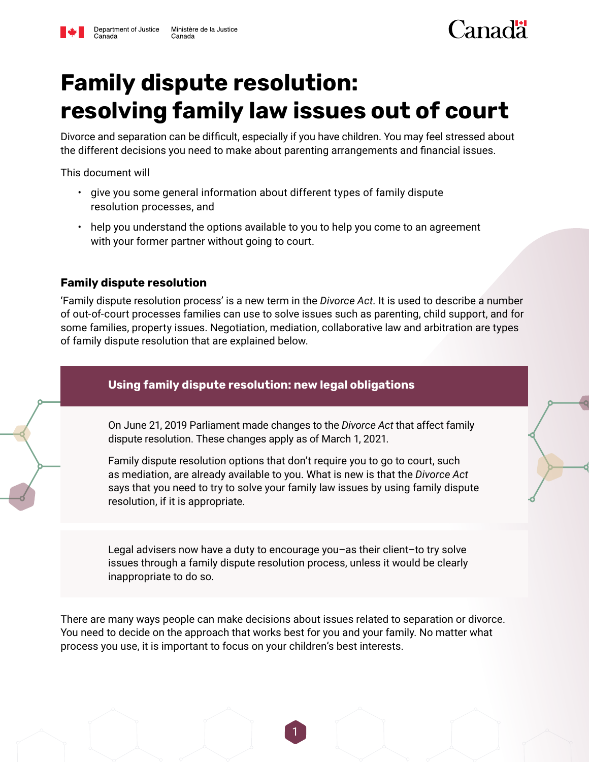Department of Justice Canada | Ministère de la Justice Canada

# Family dispute resolution: resolving family law issues out of court

Divorce and separation can be difficult, especially if you have children. You may feel stressed about the different decisions you need to make about parenting arrangements and financial issues.

This document will

- give you some general information about different types of family dispute resolution processes, and
- help you understand the options available to you to help you come to an agreement with your former partner without going to court.

## Family dispute resolution

'Family dispute resolution process' is a new term in the *Divorce Act*. It is used to describe a number of out-of-court processes families can use to solve issues such as parenting, child support, and for some families, property issues. Negotiation, mediation, collaborative law and arbitration are types of family dispute resolution that are explained below.

### Using family dispute resolution: new legal obligations

On June 21, 2019 Parliament made changes to the *Divorce Act* that affect family dispute resolution. These changes apply as of March 1, 2021.

Family dispute resolution options that don't require you to go to court, such as mediation, are already available to you. What is new is that the *Divorce Act* says that you need to try to solve your family law issues by using family dispute resolution, if it is appropriate.

Legal advisers now have a duty to encourage you–as their client–to try solve issues through a family dispute resolution process, unless it would be clearly inappropriate to do so.

There are many ways people can make decisions about issues related to separation or divorce. You need to decide on the approach that works best for you and your family. No matter what process you use, it is important to focus on your children's best interests.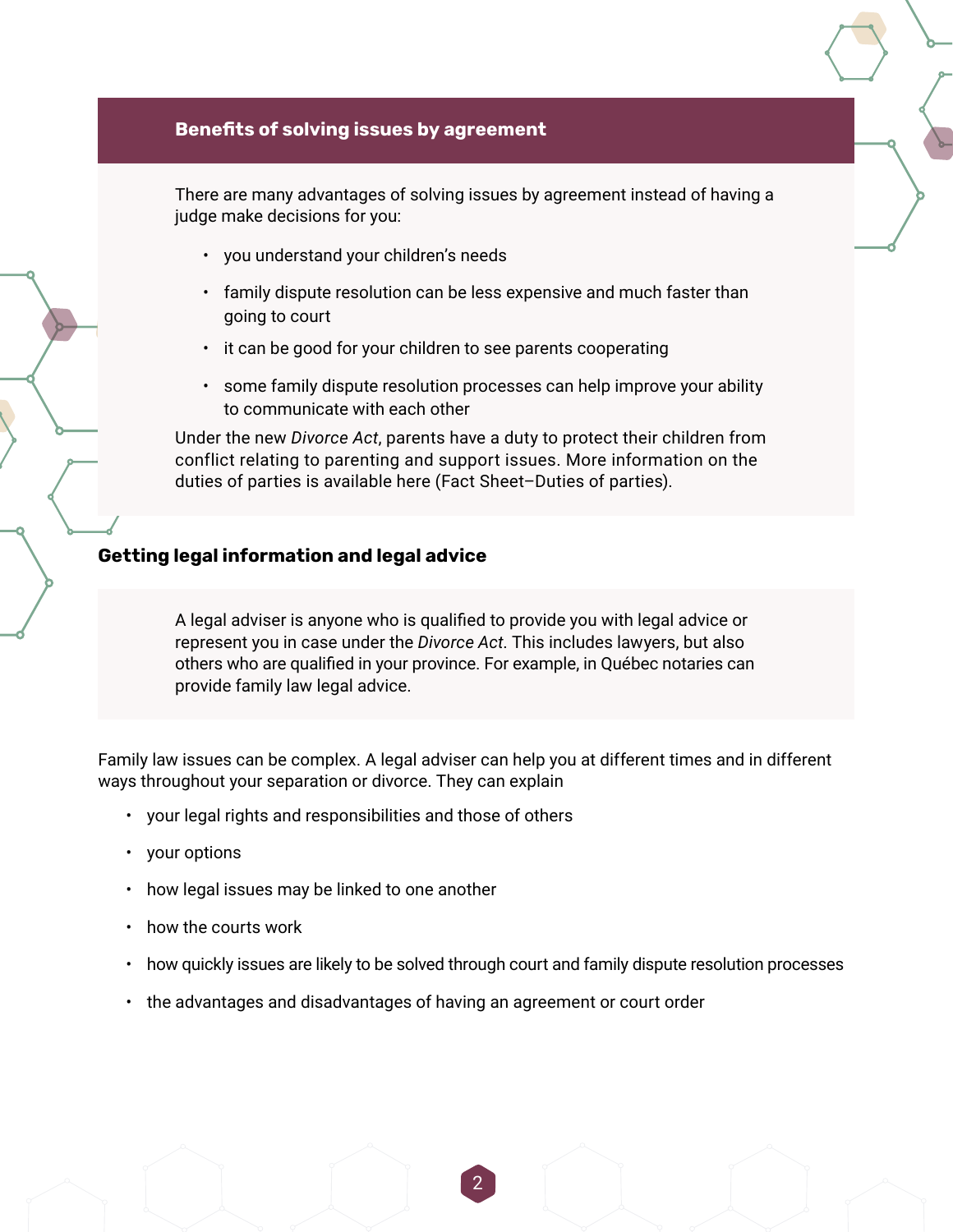## Benefits of solving issues by agreement

There are many advantages of solving issues by agreement instead of having a judge make decisions for you:

- you understand your children's needs
- family dispute resolution can be less expensive and much faster than going to court
- it can be good for your children to see parents cooperating
- some family dispute resolution processes can help improve your ability to communicate with each other

Under the new *Divorce Act*, parents have a duty to protect their children from conflict relating to parenting and support issues. More information on the duties of parties is available here (Fact Sheet–Duties of parties).

## Getting legal information and legal advice

A legal adviser is anyone who is qualified to provide you with legal advice or represent you in case under the *Divorce Act*. This includes lawyers, but also others who are qualified in your province. For example, in Québec notaries can provide family law legal advice.

Family law issues can be complex. A legal adviser can help you at different times and in different ways throughout your separation or divorce. They can explain

- your legal rights and responsibilities and those of others
- your options
- how legal issues may be linked to one another
- how the courts work
- how quickly issues are likely to be solved through court and family dispute resolution processes
- the advantages and disadvantages of having an agreement or court order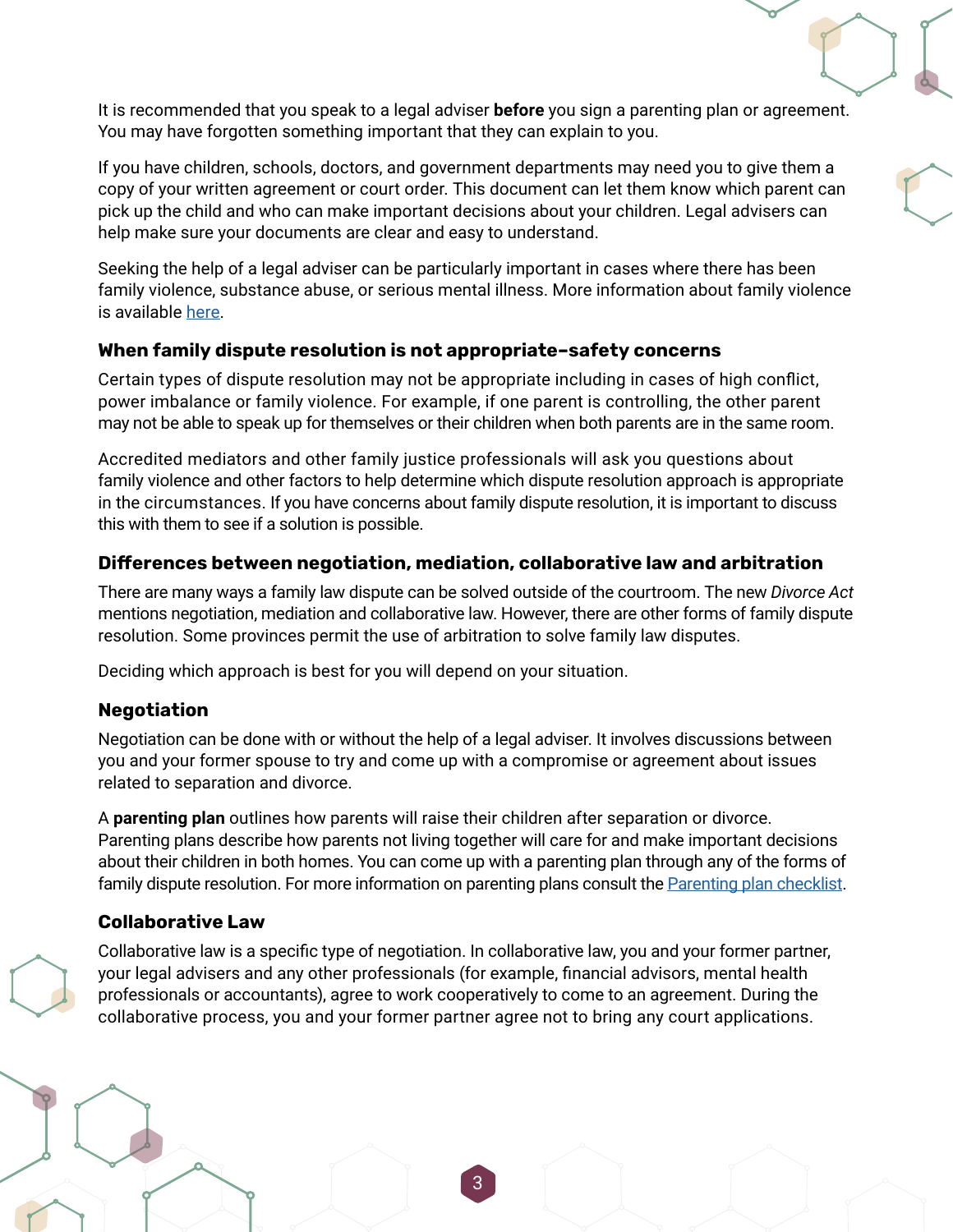It is recommended that you speak to a legal adviser **before** you sign a parenting plan or agreement. You may have forgotten something important that they can explain to you.

If you have children, schools, doctors, and government departments may need you to give them a copy of your written agreement or court order. This document can let them know which parent can pick up the child and who can make important decisions about your children. Legal advisers can help make sure your documents are clear and easy to understand.

Seeking the help of a legal adviser can be particularly important in cases where there has been family violence, substance abuse, or serious mental illness. More information about family violence is available here.

### When family dispute resolution is not appropriate–safety concerns

Certain types of dispute resolution may not be appropriate including in cases of high conflict, power imbalance or family violence. For example, if one parent is controlling, the other parent may not be able to speak up for themselves or their children when both parents are in the same room.

Accredited mediators and other family justice professionals will ask you questions about family violence and other factors to help determine which dispute resolution approach is appropriate in the circumstances. If you have concerns about family dispute resolution, it is important to discuss this with them to see if a solution is possible.

### Differences between negotiation, mediation, collaborative law and arbitration

There are many ways a family law dispute can be solved outside of the courtroom. The new *Divorce Act* mentions negotiation, mediation and collaborative law. However, there are other forms of family dispute resolution. Some provinces permit the use of arbitration to solve family law disputes.

Deciding which approach is best for you will depend on your situation.

### Negotiation

Negotiation can be done with or without the help of a legal adviser. It involves discussions between you and your former spouse to try and come up with a compromise or agreement about issues related to separation and divorce.

A **parenting plan** outlines how parents will raise their children after separation or divorce. Parenting plans describe how parents not living together will care for and make important decisions about their children in both homes. You can come up with a parenting plan through any of the forms of family dispute resolution. For more information on parenting plans consult the Parenting plan checklist.

### Collaborative Law

Collaborative law is a specific type of negotiation. In collaborative law, you and your former partner, your legal advisers and any other professionals (for example, financial advisors, mental health professionals or accountants), agree to work cooperatively to come to an agreement. During the collaborative process, you and your former partner agree not to bring any court applications.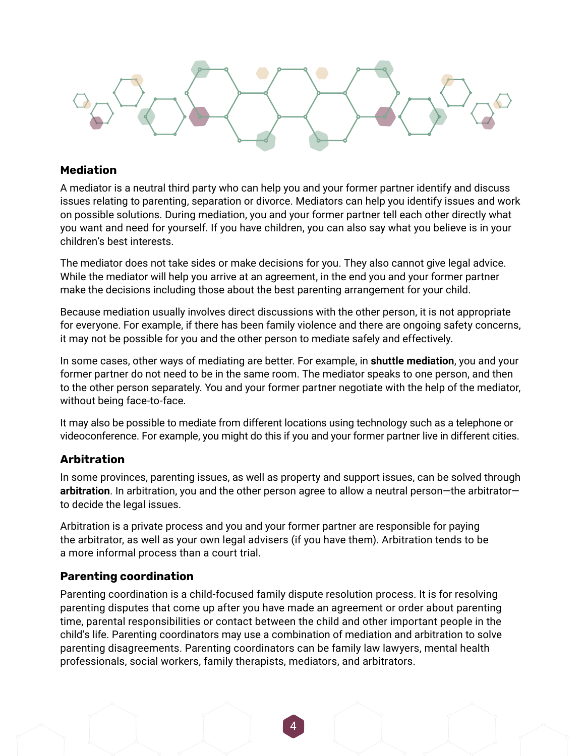## Mediation

A mediator is a neutral third party who can help you and your former partner identify and discuss issues relating to parenting, separation or divorce. Mediators can help you identify issues and work on possible solutions. During mediation, you and your former partner tell each other directly what you want and need for yourself. If you have children, you can also say what you believe is in your children's best interests.

The mediator does not take sides or make decisions for you. They also cannot give legal advice. While the mediator will help you arrive at an agreement, in the end you and your former partner make the decisions including those about the best parenting arrangement for your child.

Because mediation usually involves direct discussions with the other person, it is not appropriate for everyone. For example, if there has been family violence and there are ongoing safety concerns, it may not be possible for you and the other person to mediate safely and effectively.

In some cases, other ways of mediating are better. For example, in **shuttle mediation**, you and your former partner do not need to be in the same room. The mediator speaks to one person, and then to the other person separately. You and your former partner negotiate with the help of the mediator, without being face-to-face.

It may also be possible to mediate from different locations using technology such as a telephone or videoconference. For example, you might do this if you and your former partner live in different cities.

## Arbitration

In some provinces, parenting issues, as well as property and support issues, can be solved through **arbitration**. In arbitration, you and the other person agree to allow a neutral person—the arbitrator—to decide the legal issues.

Arbitration is a private process and you and your former partner are responsible for paying the arbitrator, as well as your own legal advisers (if you have them). Arbitration tends to be a more informal process than a court trial.

## Parenting coordination

Parenting coordination is a child-focused family dispute resolution process. It is for resolving parenting disputes that come up after you have made an agreement or order about parenting time, parental responsibilities or contact between the child and other important people in the child's life. Parenting coordinators may use a combination of mediation and arbitration to solve parenting disagreements. Parenting coordinators can be family law lawyers, mental health professionals, social workers, family therapists, mediators, and arbitrators.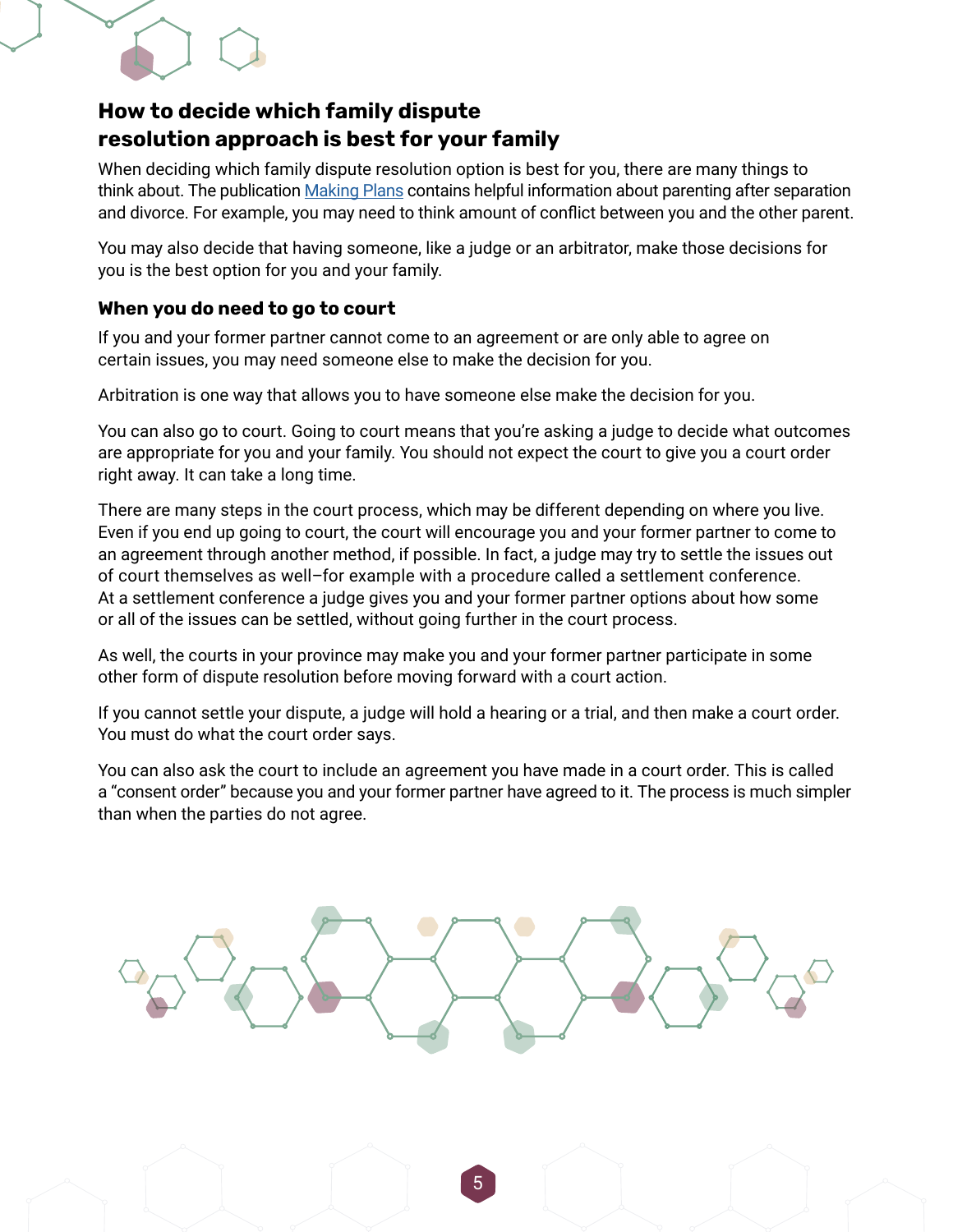## How to decide which family dispute resolution approach is best for your family

When deciding which family dispute resolution option is best for you, there are many things to think about. The publication [Making Plans]() contains helpful information about parenting after separation and divorce. For example, you may need to think amount of conflict between you and the other parent.

You may also decide that having someone, like a judge or an arbitrator, make those decisions for you is the best option for you and your family.

### When you do need to go to court

If you and your former partner cannot come to an agreement or are only able to agree on certain issues, you may need someone else to make the decision for you.

Arbitration is one way that allows you to have someone else make the decision for you.

You can also go to court. Going to court means that you're asking a judge to decide what outcomes are appropriate for you and your family. You should not expect the court to give you a court order right away. It can take a long time.

There are many steps in the court process, which may be different depending on where you live. Even if you end up going to court, the court will encourage you and your former partner to come to an agreement through another method, if possible. In fact, a judge may try to settle the issues out of court themselves as well–for example with a procedure called a settlement conference. At a settlement conference a judge gives you and your former partner options about how some or all of the issues can be settled, without going further in the court process.

As well, the courts in your province may make you and your former partner participate in some other form of dispute resolution before moving forward with a court action.

If you cannot settle your dispute, a judge will hold a hearing or a trial, and then make a court order. You must do what the court order says.

You can also ask the court to include an agreement you have made in a court order. This is called a "consent order" because you and your former partner have agreed to it. The process is much simpler than when the parties do not agree.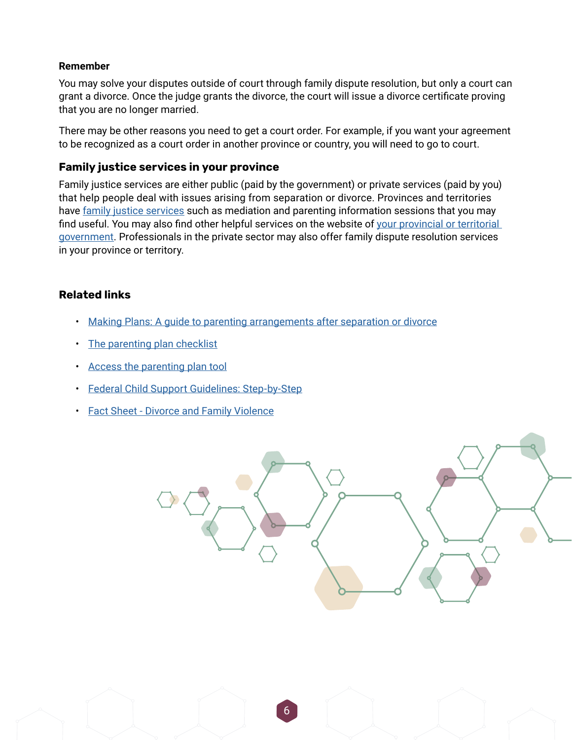**Remember**

You may solve your disputes outside of court through family dispute resolution, but only a court can grant a divorce. Once the judge grants the divorce, the court will issue a divorce certificate proving that you are no longer married.

There may be other reasons you need to get a court order. For example, if you want your agreement to be recognized as a court order in another province or country, you will need to go to court.

### Family justice services in your province

Family justice services are either public (paid by the government) or private services (paid by you) that help people deal with issues arising from separation or divorce. Provinces and territories have family justice services such as mediation and parenting information sessions that you may find useful. You may also find other helpful services on the website of your provincial or territorial government. Professionals in the private sector may also offer family dispute resolution services in your province or territory.

### Related links

- Making Plans: A guide to parenting arrangements after separation or divorce
- The parenting plan checklist
- Access the parenting plan tool
- Federal Child Support Guidelines: Step-by-Step
- Fact Sheet - Divorce and Family Violence